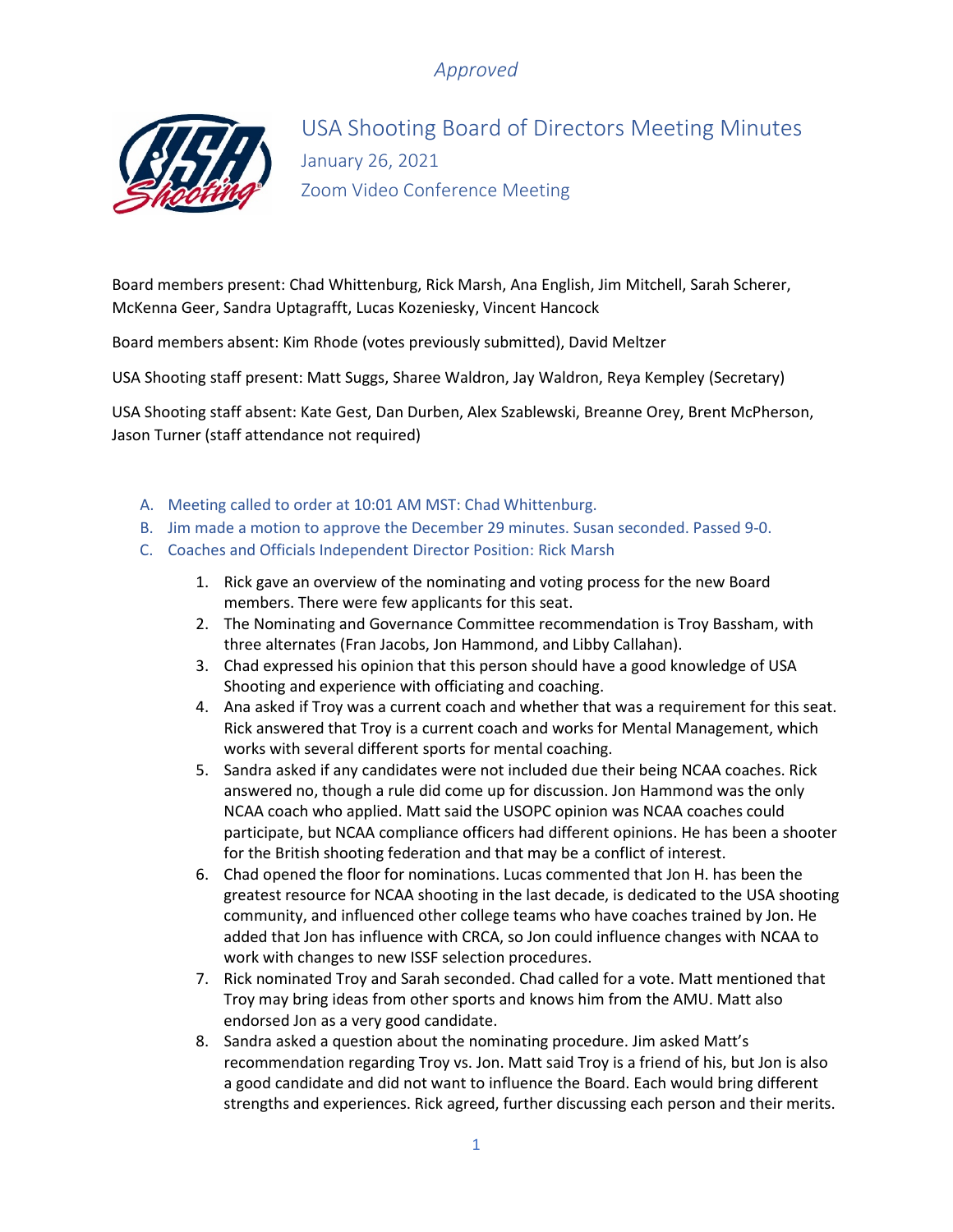*Approved*

# USA Shooting Board of Directors Meeting Minutes

January 26, 2021

Zoom Video Conference Meeting

Board members present: Chad Whittenburg, Rick Marsh, Ana English, Jim Mitchell, Sarah Scherer, McKenna Geer, Sandra Uptagrafft, Lucas Kozeniesky, Vincent Hancock

Board members absent: Kim Rhode (votes previously submitted), David Meltzer

USA Shooting staff present: Matt Suggs, Sharee Waldron, Jay Waldron, Reya Kempley (Secretary)

USA Shooting staff absent: Kate Gest, Dan Durben, Alex Szablewski, Breanne Orey, Brent McPherson, Jason Turner (staff attendance not required)

A. Meeting called to order at 10:01 AM MST: Chad Whittenburg.
B. Jim made a motion to approve the December 29 minutes. Susan seconded. Passed 9-0.
C. Coaches and Officials Independent Director Position: Rick Marsh
   1. Rick gave an overview of the nominating and voting process for the new Board members. There were few applicants for this seat.
   2. The Nominating and Governance Committee recommendation is Troy Bassham, with three alternates (Fran Jacobs, Jon Hammond, and Libby Callahan).
   3. Chad expressed his opinion that this person should have a good knowledge of USA Shooting and experience with officiating and coaching.
   4. Ana asked if Troy was a current coach and whether that was a requirement for this seat. Rick answered that Troy is a current coach and works for Mental Management, which works with several different sports for mental coaching.
   5. Sandra asked if any candidates were not included due their being NCAA coaches. Rick answered no, though a rule did come up for discussion. Jon Hammond was the only NCAA coach who applied. Matt said the USOPC opinion was NCAA coaches could participate, but NCAA compliance officers had different opinions. He has been a shooter for the British shooting federation and that may be a conflict of interest.
   6. Chad opened the floor for nominations. Lucas commented that Jon H. has been the greatest resource for NCAA shooting in the last decade, is dedicated to the USA shooting community, and influenced other college teams who have coaches trained by Jon. He added that Jon has influence with CRCA, so Jon could influence changes with NCAA to work with changes to new ISSF selection procedures.
   7. Rick nominated Troy and Sarah seconded. Chad called for a vote. Matt mentioned that Troy may bring ideas from other sports and knows him from the AMU. Matt also endorsed Jon as a very good candidate.
   8. Sandra asked a question about the nominating procedure. Jim asked Matt's recommendation regarding Troy vs. Jon. Matt said Troy is a friend of his, but Jon is also a good candidate and did not want to influence the Board. Each would bring different strengths and experiences. Rick agreed, further discussing each person and their merits.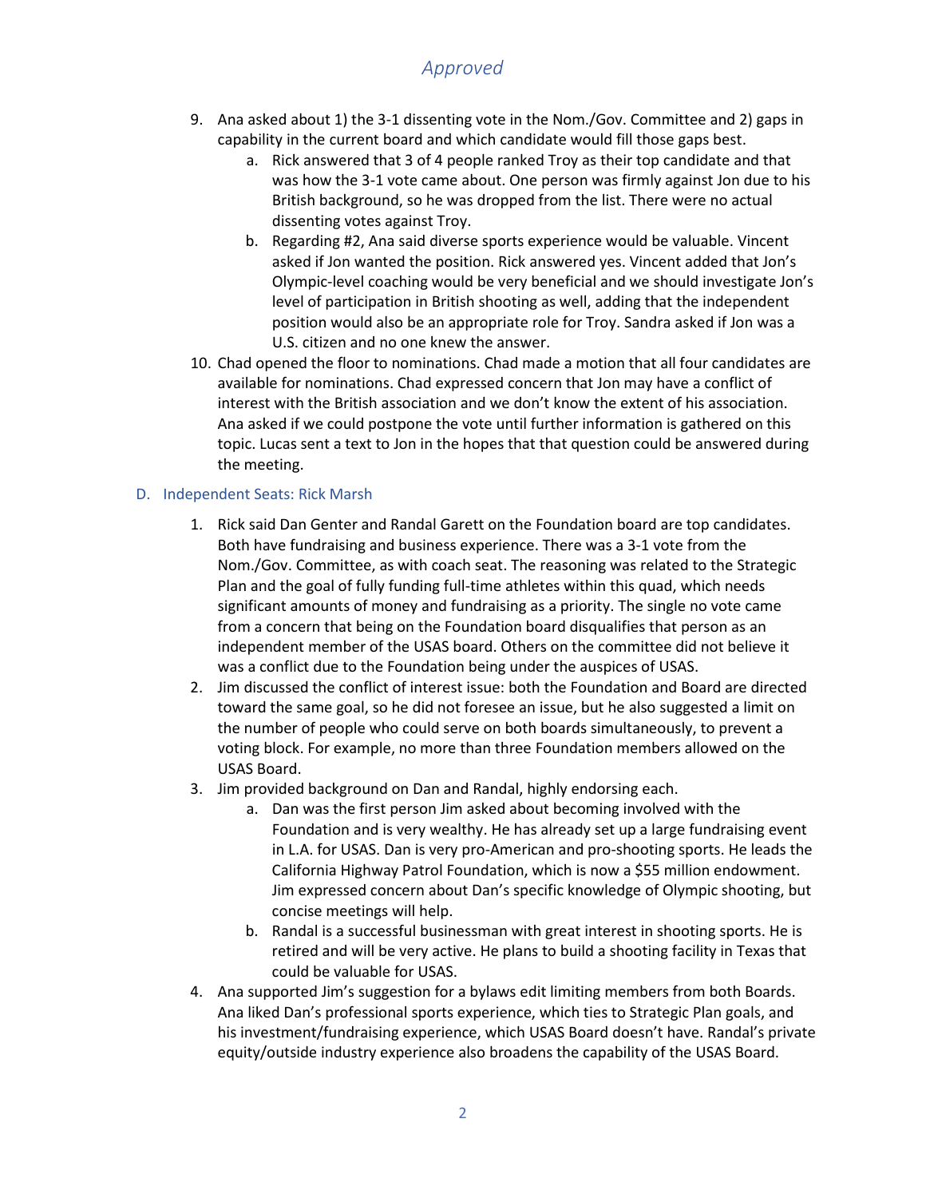*Approved*

9. Ana asked about 1) the 3-1 dissenting vote in the Nom./Gov. Committee and 2) gaps in capability in the current board and which candidate would fill those gaps best.
    a. Rick answered that 3 of 4 people ranked Troy as their top candidate and that was how the 3-1 vote came about. One person was firmly against Jon due to his British background, so he was dropped from the list. There were no actual dissenting votes against Troy.
    b. Regarding #2, Ana said diverse sports experience would be valuable. Vincent asked if Jon wanted the position. Rick answered yes. Vincent added that Jon's Olympic-level coaching would be very beneficial and we should investigate Jon's level of participation in British shooting as well, adding that the independent position would also be an appropriate role for Troy. Sandra asked if Jon was a U.S. citizen and no one knew the answer.
10. Chad opened the floor to nominations. Chad made a motion that all four candidates are available for nominations. Chad expressed concern that Jon may have a conflict of interest with the British association and we don't know the extent of his association. Ana asked if we could postpone the vote until further information is gathered on this topic. Lucas sent a text to Jon in the hopes that that question could be answered during the meeting.

## D. Independent Seats: Rick Marsh

1. Rick said Dan Genter and Randal Garett on the Foundation board are top candidates. Both have fundraising and business experience. There was a 3-1 vote from the Nom./Gov. Committee, as with coach seat. The reasoning was related to the Strategic Plan and the goal of fully funding full-time athletes within this quad, which needs significant amounts of money and fundraising as a priority. The single no vote came from a concern that being on the Foundation board disqualifies that person as an independent member of the USAS board. Others on the committee did not believe it was a conflict due to the Foundation being under the auspices of USAS.
2. Jim discussed the conflict of interest issue: both the Foundation and Board are directed toward the same goal, so he did not foresee an issue, but he also suggested a limit on the number of people who could serve on both boards simultaneously, to prevent a voting block. For example, no more than three Foundation members allowed on the USAS Board.
3. Jim provided background on Dan and Randal, highly endorsing each.
    a. Dan was the first person Jim asked about becoming involved with the Foundation and is very wealthy. He has already set up a large fundraising event in L.A. for USAS. Dan is very pro-American and pro-shooting sports. He leads the California Highway Patrol Foundation, which is now a $55 million endowment. Jim expressed concern about Dan's specific knowledge of Olympic shooting, but concise meetings will help.
    b. Randal is a successful businessman with great interest in shooting sports. He is retired and will be very active. He plans to build a shooting facility in Texas that could be valuable for USAS.
4. Ana supported Jim's suggestion for a bylaws edit limiting members from both Boards. Ana liked Dan's professional sports experience, which ties to Strategic Plan goals, and his investment/fundraising experience, which USAS Board doesn't have. Randal's private equity/outside industry experience also broadens the capability of the USAS Board.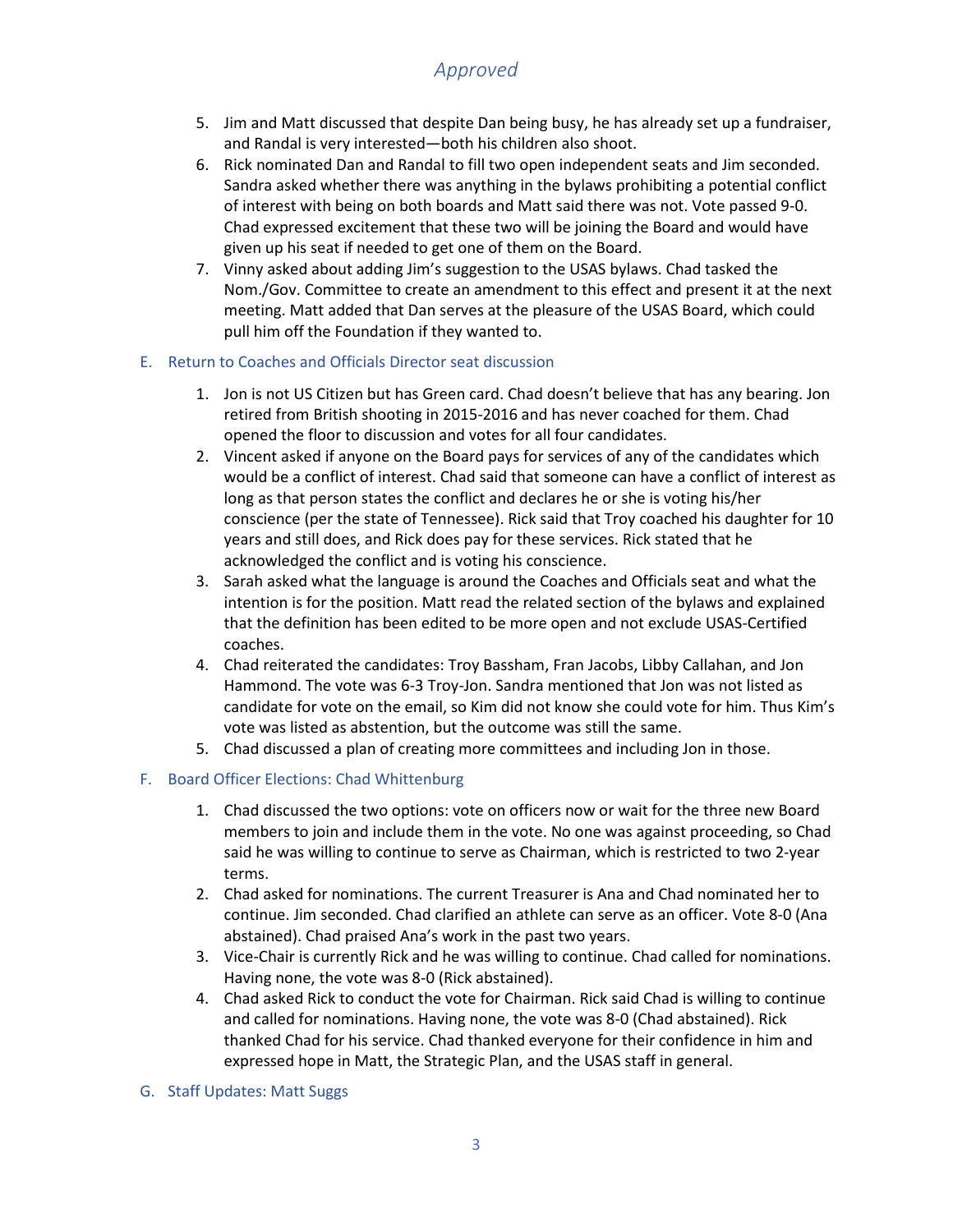*Approved*

5. Jim and Matt discussed that despite Dan being busy, he has already set up a fundraiser, and Randal is very interested—both his children also shoot.
6. Rick nominated Dan and Randal to fill two open independent seats and Jim seconded. Sandra asked whether there was anything in the bylaws prohibiting a potential conflict of interest with being on both boards and Matt said there was not. Vote passed 9-0. Chad expressed excitement that these two will be joining the Board and would have given up his seat if needed to get one of them on the Board.
7. Vinny asked about adding Jim's suggestion to the USAS bylaws. Chad tasked the Nom./Gov. Committee to create an amendment to this effect and present it at the next meeting. Matt added that Dan serves at the pleasure of the USAS Board, which could pull him off the Foundation if they wanted to.

## E. Return to Coaches and Officials Director seat discussion

1. Jon is not US Citizen but has Green card. Chad doesn't believe that has any bearing. Jon retired from British shooting in 2015-2016 and has never coached for them. Chad opened the floor to discussion and votes for all four candidates.
2. Vincent asked if anyone on the Board pays for services of any of the candidates which would be a conflict of interest. Chad said that someone can have a conflict of interest as long as that person states the conflict and declares he or she is voting his/her conscience (per the state of Tennessee). Rick said that Troy coached his daughter for 10 years and still does, and Rick does pay for these services. Rick stated that he acknowledged the conflict and is voting his conscience.
3. Sarah asked what the language is around the Coaches and Officials seat and what the intention is for the position. Matt read the related section of the bylaws and explained that the definition has been edited to be more open and not exclude USAS-Certified coaches.
4. Chad reiterated the candidates: Troy Bassham, Fran Jacobs, Libby Callahan, and Jon Hammond. The vote was 6-3 Troy-Jon. Sandra mentioned that Jon was not listed as candidate for vote on the email, so Kim did not know she could vote for him. Thus Kim's vote was listed as abstention, but the outcome was still the same.
5. Chad discussed a plan of creating more committees and including Jon in those.

## F. Board Officer Elections: Chad Whittenburg

1. Chad discussed the two options: vote on officers now or wait for the three new Board members to join and include them in the vote. No one was against proceeding, so Chad said he was willing to continue to serve as Chairman, which is restricted to two 2-year terms.
2. Chad asked for nominations. The current Treasurer is Ana and Chad nominated her to continue. Jim seconded. Chad clarified an athlete can serve as an officer. Vote 8-0 (Ana abstained). Chad praised Ana's work in the past two years.
3. Vice-Chair is currently Rick and he was willing to continue. Chad called for nominations. Having none, the vote was 8-0 (Rick abstained).
4. Chad asked Rick to conduct the vote for Chairman. Rick said Chad is willing to continue and called for nominations. Having none, the vote was 8-0 (Chad abstained). Rick thanked Chad for his service. Chad thanked everyone for their confidence in him and expressed hope in Matt, the Strategic Plan, and the USAS staff in general.

## G. Staff Updates: Matt Suggs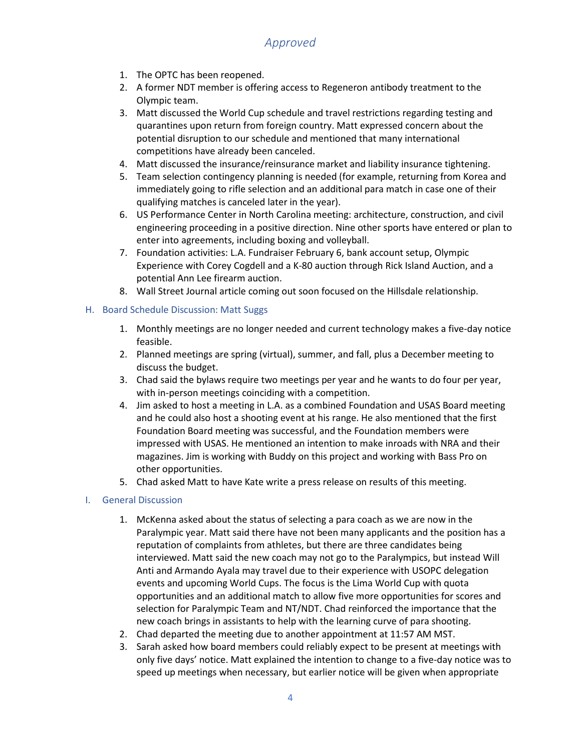*Approved*

1. The OPTC has been reopened.
2. A former NDT member is offering access to Regeneron antibody treatment to the Olympic team.
3. Matt discussed the World Cup schedule and travel restrictions regarding testing and quarantines upon return from foreign country. Matt expressed concern about the potential disruption to our schedule and mentioned that many international competitions have already been canceled.
4. Matt discussed the insurance/reinsurance market and liability insurance tightening.
5. Team selection contingency planning is needed (for example, returning from Korea and immediately going to rifle selection and an additional para match in case one of their qualifying matches is canceled later in the year).
6. US Performance Center in North Carolina meeting: architecture, construction, and civil engineering proceeding in a positive direction. Nine other sports have entered or plan to enter into agreements, including boxing and volleyball.
7. Foundation activities: L.A. Fundraiser February 6, bank account setup, Olympic Experience with Corey Cogdell and a K-80 auction through Rick Island Auction, and a potential Ann Lee firearm auction.
8. Wall Street Journal article coming out soon focused on the Hillsdale relationship.

## H. Board Schedule Discussion: Matt Suggs

1. Monthly meetings are no longer needed and current technology makes a five-day notice feasible.
2. Planned meetings are spring (virtual), summer, and fall, plus a December meeting to discuss the budget.
3. Chad said the bylaws require two meetings per year and he wants to do four per year, with in-person meetings coinciding with a competition.
4. Jim asked to host a meeting in L.A. as a combined Foundation and USAS Board meeting and he could also host a shooting event at his range. He also mentioned that the first Foundation Board meeting was successful, and the Foundation members were impressed with USAS. He mentioned an intention to make inroads with NRA and their magazines. Jim is working with Buddy on this project and working with Bass Pro on other opportunities.
5. Chad asked Matt to have Kate write a press release on results of this meeting.

## I. General Discussion

1. McKenna asked about the status of selecting a para coach as we are now in the Paralympic year. Matt said there have not been many applicants and the position has a reputation of complaints from athletes, but there are three candidates being interviewed. Matt said the new coach may not go to the Paralympics, but instead Will Anti and Armando Ayala may travel due to their experience with USOPC delegation events and upcoming World Cups. The focus is the Lima World Cup with quota opportunities and an additional match to allow five more opportunities for scores and selection for Paralympic Team and NT/NDT. Chad reinforced the importance that the new coach brings in assistants to help with the learning curve of para shooting.
2. Chad departed the meeting due to another appointment at 11:57 AM MST.
3. Sarah asked how board members could reliably expect to be present at meetings with only five days' notice. Matt explained the intention to change to a five-day notice was to speed up meetings when necessary, but earlier notice will be given when appropriate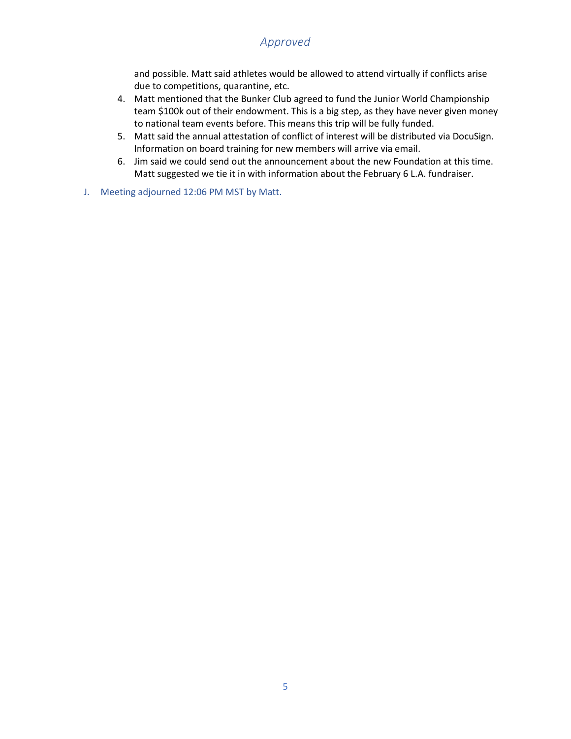*Approved*

and possible. Matt said athletes would be allowed to attend virtually if conflicts arise due to competitions, quarantine, etc.

4. Matt mentioned that the Bunker Club agreed to fund the Junior World Championship team $100k out of their endowment. This is a big step, as they have never given money to national team events before. This means this trip will be fully funded.
5. Matt said the annual attestation of conflict of interest will be distributed via DocuSign. Information on board training for new members will arrive via email.
6. Jim said we could send out the announcement about the new Foundation at this time. Matt suggested we tie it in with information about the February 6 L.A. fundraiser.

J. Meeting adjourned 12:06 PM MST by Matt.